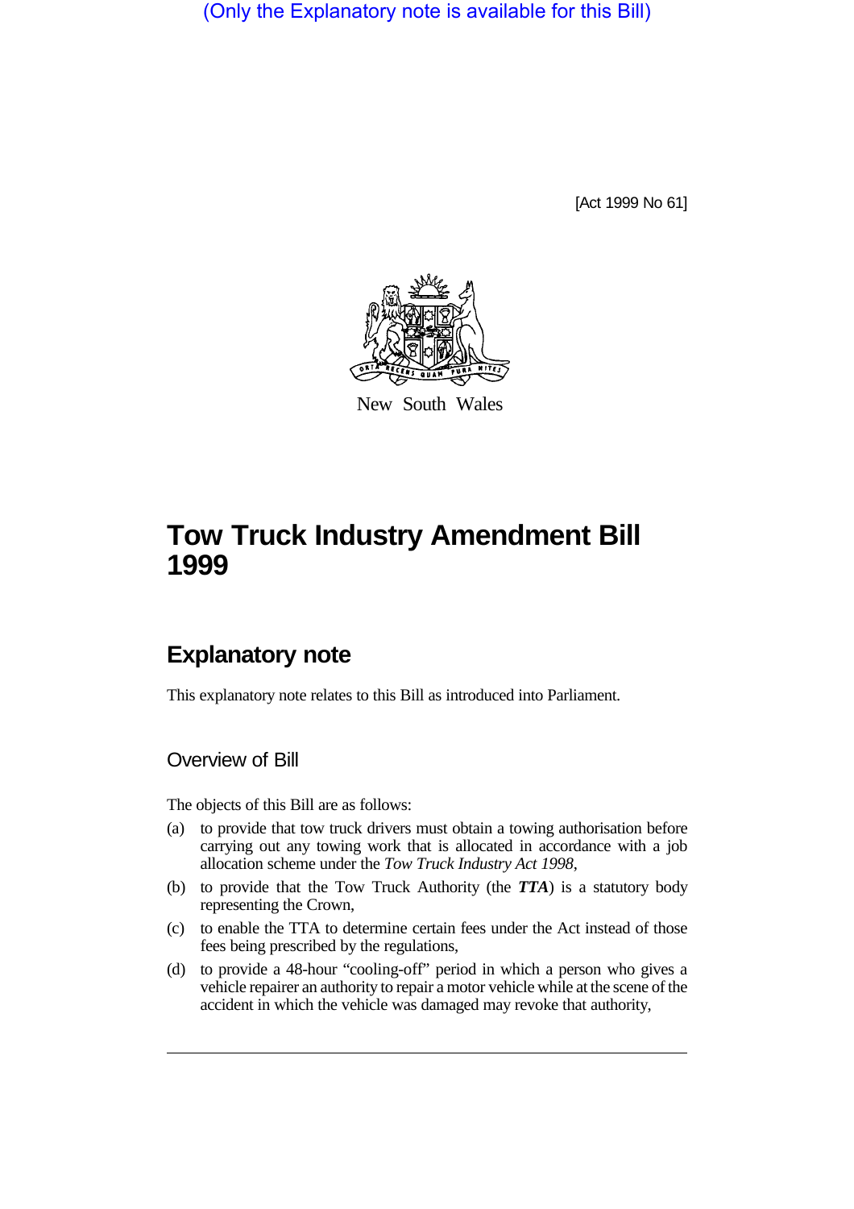(Only the Explanatory note is available for this Bill)

[Act 1999 No 61]

New South Wales

# Tow Truck Industry Amendment Bill 1999

## Explanatory note

This explanatory note relates to this Bill as introduced into Parliament.

### Overview of Bill

The objects of this Bill are as follows:

(a) to provide that tow truck drivers must obtain a towing authorisation before carrying out any towing work that is allocated in accordance with a job allocation scheme under the *Tow Truck Industry Act 1998*,

(b) to provide that the Tow Truck Authority (the ***TTA***) is a statutory body representing the Crown,

(c) to enable the TTA to determine certain fees under the Act instead of those fees being prescribed by the regulations,

(d) to provide a 48-hour "cooling-off" period in which a person who gives a vehicle repairer an authority to repair a motor vehicle while at the scene of the accident in which the vehicle was damaged may revoke that authority,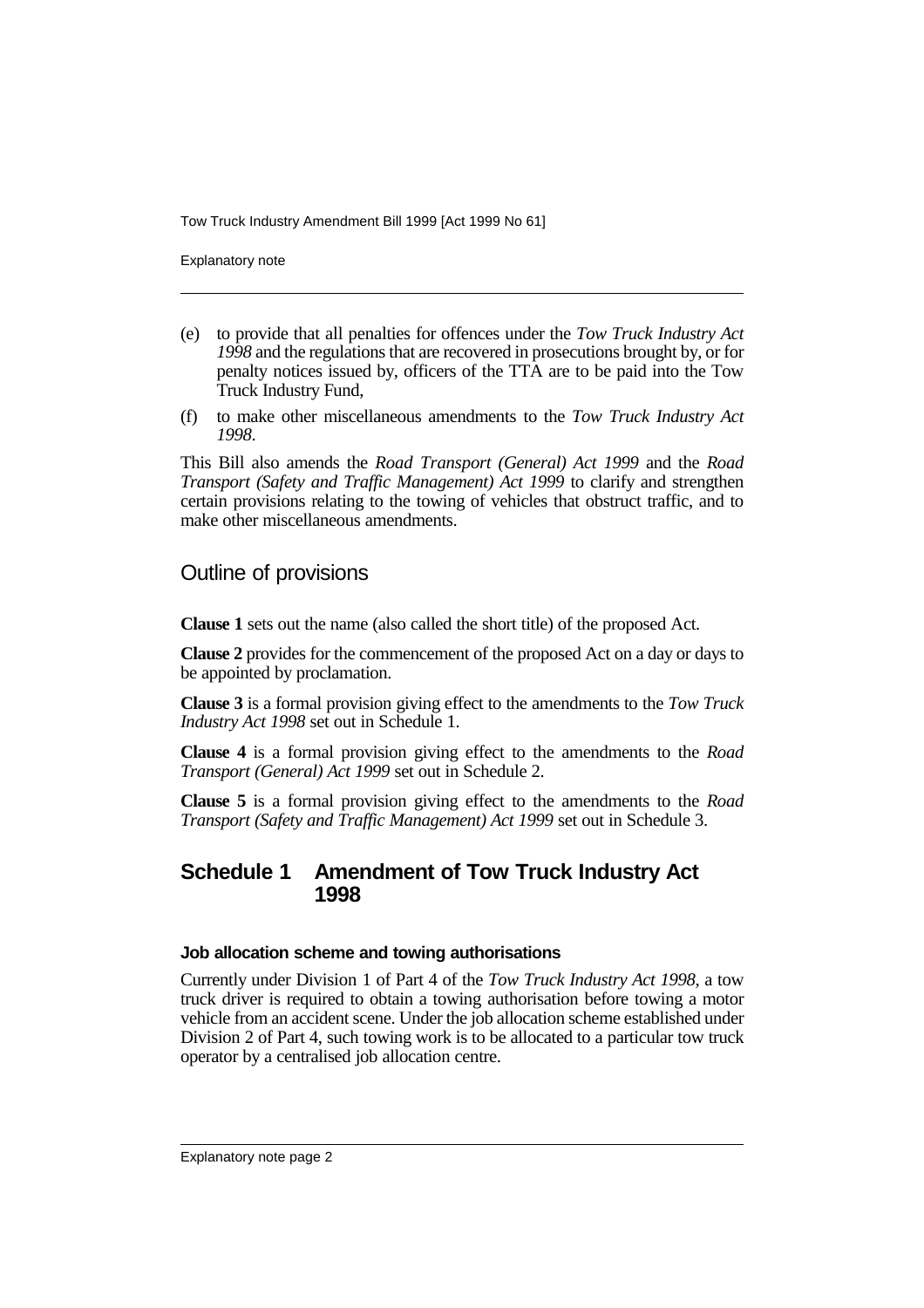(e) to provide that all penalties for offences under the *Tow Truck Industry Act 1998* and the regulations that are recovered in prosecutions brought by, or for penalty notices issued by, officers of the TTA are to be paid into the Tow Truck Industry Fund,

(f) to make other miscellaneous amendments to the *Tow Truck Industry Act 1998*.

This Bill also amends the *Road Transport (General) Act 1999* and the *Road Transport (Safety and Traffic Management) Act 1999* to clarify and strengthen certain provisions relating to the towing of vehicles that obstruct traffic, and to make other miscellaneous amendments.

## Outline of provisions

**Clause 1** sets out the name (also called the short title) of the proposed Act.

**Clause 2** provides for the commencement of the proposed Act on a day or days to be appointed by proclamation.

**Clause 3** is a formal provision giving effect to the amendments to the *Tow Truck Industry Act 1998* set out in Schedule 1.

**Clause 4** is a formal provision giving effect to the amendments to the *Road Transport (General) Act 1999* set out in Schedule 2.

**Clause 5** is a formal provision giving effect to the amendments to the *Road Transport (Safety and Traffic Management) Act 1999* set out in Schedule 3.

## Schedule 1 Amendment of Tow Truck Industry Act 1998

#### Job allocation scheme and towing authorisations

Currently under Division 1 of Part 4 of the *Tow Truck Industry Act 1998*, a tow truck driver is required to obtain a towing authorisation before towing a motor vehicle from an accident scene. Under the job allocation scheme established under Division 2 of Part 4, such towing work is to be allocated to a particular tow truck operator by a centralised job allocation centre.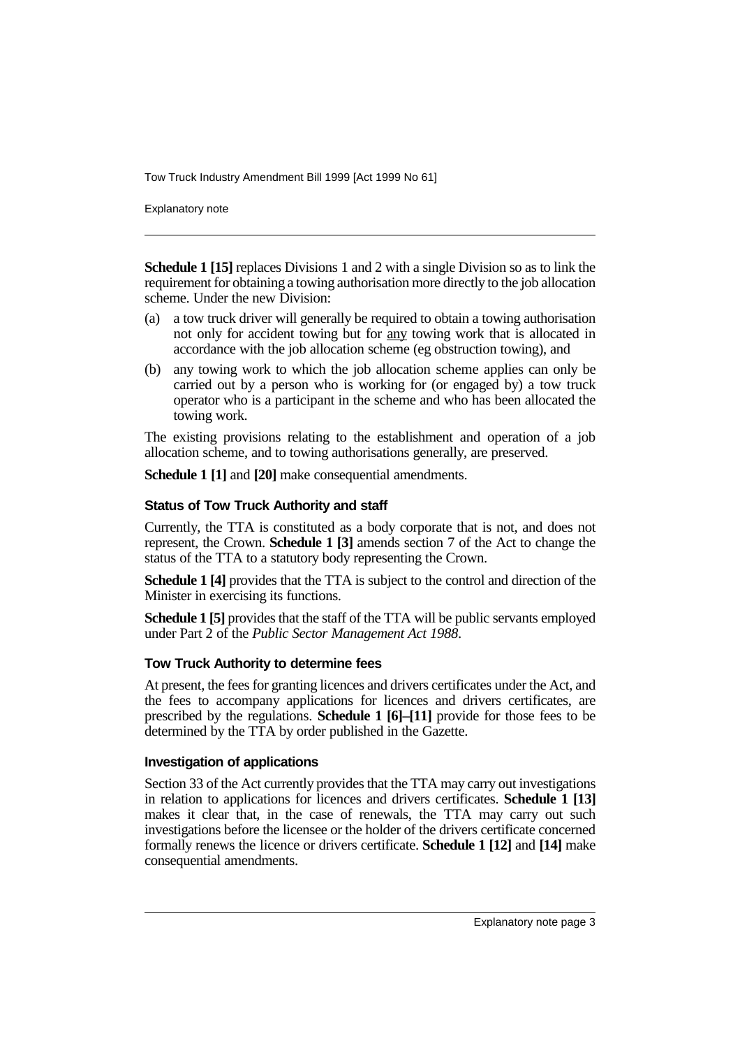**Schedule 1 [15]** replaces Divisions 1 and 2 with a single Division so as to link the requirement for obtaining a towing authorisation more directly to the job allocation scheme. Under the new Division:

(a) a tow truck driver will generally be required to obtain a towing authorisation not only for accident towing but for any towing work that is allocated in accordance with the job allocation scheme (eg obstruction towing), and

(b) any towing work to which the job allocation scheme applies can only be carried out by a person who is working for (or engaged by) a tow truck operator who is a participant in the scheme and who has been allocated the towing work.

The existing provisions relating to the establishment and operation of a job allocation scheme, and to towing authorisations generally, are preserved.

**Schedule 1 [1]** and **[20]** make consequential amendments.

### Status of Tow Truck Authority and staff

Currently, the TTA is constituted as a body corporate that is not, and does not represent, the Crown. **Schedule 1 [3]** amends section 7 of the Act to change the status of the TTA to a statutory body representing the Crown.

**Schedule 1 [4]** provides that the TTA is subject to the control and direction of the Minister in exercising its functions.

**Schedule 1 [5]** provides that the staff of the TTA will be public servants employed under Part 2 of the *Public Sector Management Act 1988*.

### Tow Truck Authority to determine fees

At present, the fees for granting licences and drivers certificates under the Act, and the fees to accompany applications for licences and drivers certificates, are prescribed by the regulations. **Schedule 1 [6]–[11]** provide for those fees to be determined by the TTA by order published in the Gazette.

### Investigation of applications

Section 33 of the Act currently provides that the TTA may carry out investigations in relation to applications for licences and drivers certificates. **Schedule 1 [13]** makes it clear that, in the case of renewals, the TTA may carry out such investigations before the licensee or the holder of the drivers certificate concerned formally renews the licence or drivers certificate. **Schedule 1 [12]** and **[14]** make consequential amendments.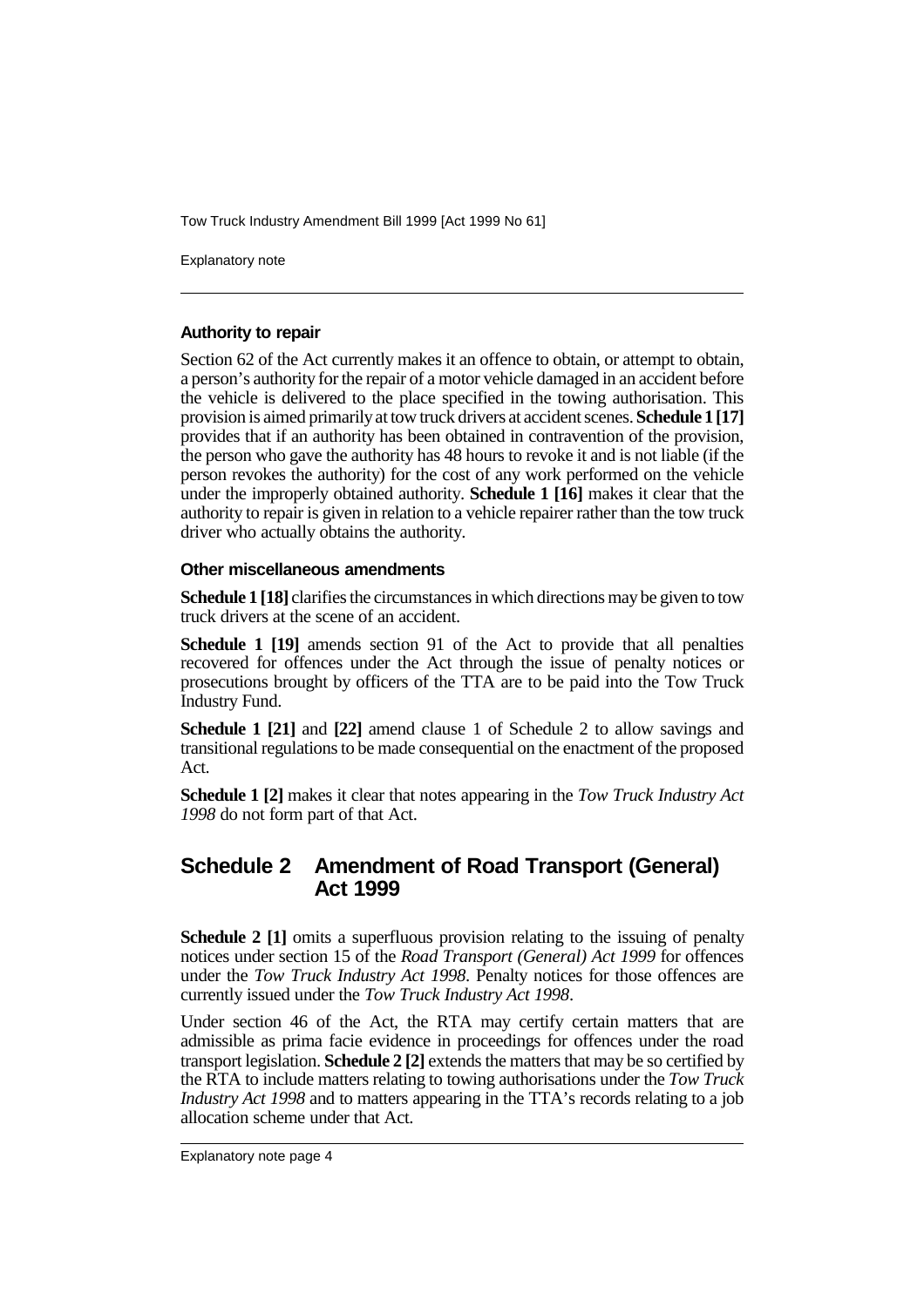### Authority to repair

Section 62 of the Act currently makes it an offence to obtain, or attempt to obtain, a person's authority for the repair of a motor vehicle damaged in an accident before the vehicle is delivered to the place specified in the towing authorisation. This provision is aimed primarily at tow truck drivers at accident scenes. **Schedule 1 [17]** provides that if an authority has been obtained in contravention of the provision, the person who gave the authority has 48 hours to revoke it and is not liable (if the person revokes the authority) for the cost of any work performed on the vehicle under the improperly obtained authority. **Schedule 1 [16]** makes it clear that the authority to repair is given in relation to a vehicle repairer rather than the tow truck driver who actually obtains the authority.

### Other miscellaneous amendments

**Schedule 1 [18]** clarifies the circumstances in which directions may be given to tow truck drivers at the scene of an accident.

**Schedule 1 [19]** amends section 91 of the Act to provide that all penalties recovered for offences under the Act through the issue of penalty notices or prosecutions brought by officers of the TTA are to be paid into the Tow Truck Industry Fund.

**Schedule 1 [21]** and **[22]** amend clause 1 of Schedule 2 to allow savings and transitional regulations to be made consequential on the enactment of the proposed Act.

**Schedule 1 [2]** makes it clear that notes appearing in the *Tow Truck Industry Act 1998* do not form part of that Act.

## Schedule 2 Amendment of Road Transport (General) Act 1999

**Schedule 2 [1]** omits a superfluous provision relating to the issuing of penalty notices under section 15 of the *Road Transport (General) Act 1999* for offences under the *Tow Truck Industry Act 1998*. Penalty notices for those offences are currently issued under the *Tow Truck Industry Act 1998*.

Under section 46 of the Act, the RTA may certify certain matters that are admissible as prima facie evidence in proceedings for offences under the road transport legislation. **Schedule 2 [2]** extends the matters that may be so certified by the RTA to include matters relating to towing authorisations under the *Tow Truck Industry Act 1998* and to matters appearing in the TTA's records relating to a job allocation scheme under that Act.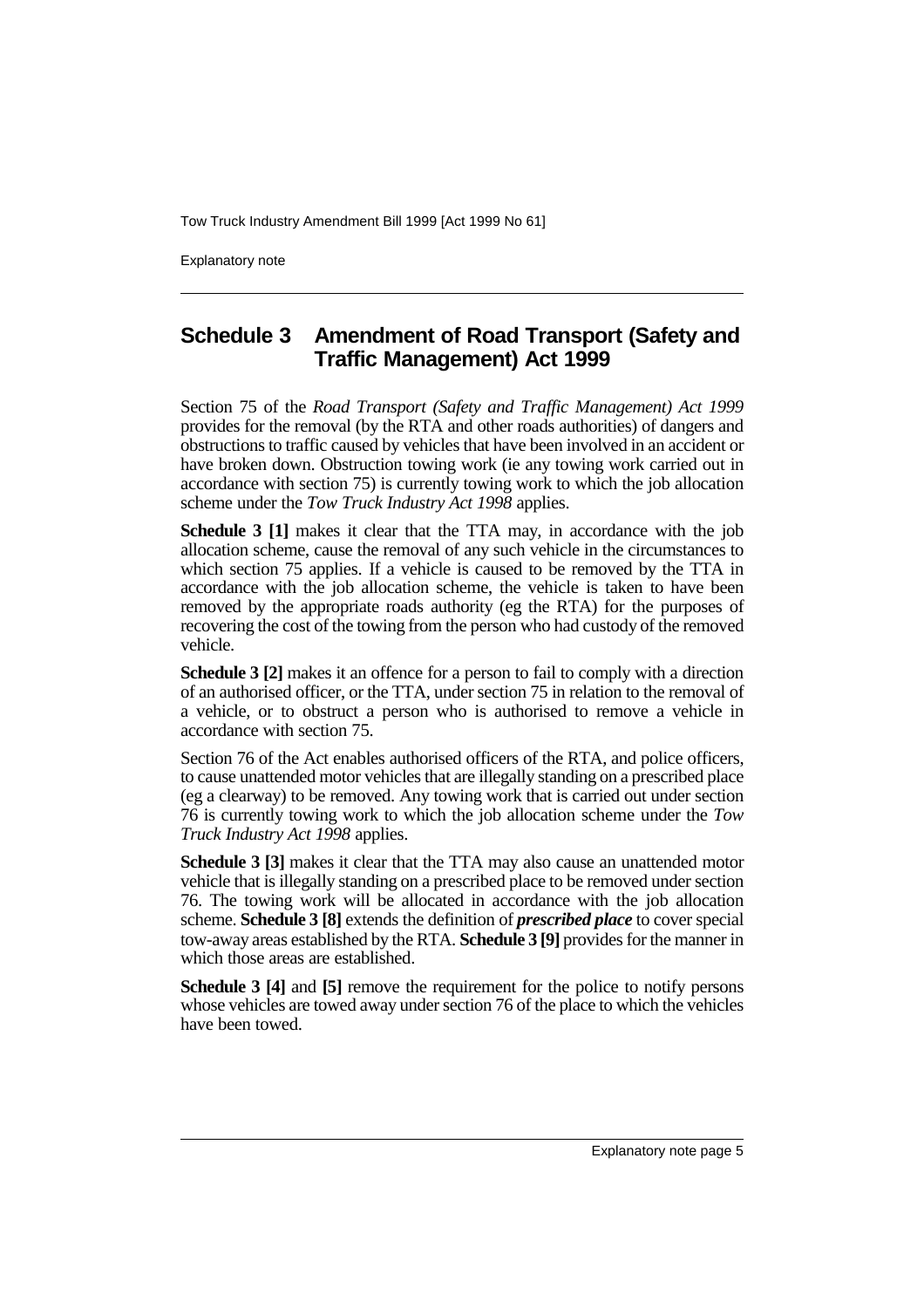## Schedule 3 Amendment of Road Transport (Safety and Traffic Management) Act 1999

Section 75 of the *Road Transport (Safety and Traffic Management) Act 1999* provides for the removal (by the RTA and other roads authorities) of dangers and obstructions to traffic caused by vehicles that have been involved in an accident or have broken down. Obstruction towing work (ie any towing work carried out in accordance with section 75) is currently towing work to which the job allocation scheme under the *Tow Truck Industry Act 1998* applies.

**Schedule 3 [1]** makes it clear that the TTA may, in accordance with the job allocation scheme, cause the removal of any such vehicle in the circumstances to which section 75 applies. If a vehicle is caused to be removed by the TTA in accordance with the job allocation scheme, the vehicle is taken to have been removed by the appropriate roads authority (eg the RTA) for the purposes of recovering the cost of the towing from the person who had custody of the removed vehicle.

**Schedule 3 [2]** makes it an offence for a person to fail to comply with a direction of an authorised officer, or the TTA, under section 75 in relation to the removal of a vehicle, or to obstruct a person who is authorised to remove a vehicle in accordance with section 75.

Section 76 of the Act enables authorised officers of the RTA, and police officers, to cause unattended motor vehicles that are illegally standing on a prescribed place (eg a clearway) to be removed. Any towing work that is carried out under section 76 is currently towing work to which the job allocation scheme under the *Tow Truck Industry Act 1998* applies.

**Schedule 3 [3]** makes it clear that the TTA may also cause an unattended motor vehicle that is illegally standing on a prescribed place to be removed under section 76. The towing work will be allocated in accordance with the job allocation scheme. **Schedule 3 [8]** extends the definition of ***prescribed place*** to cover special tow-away areas established by the RTA. **Schedule 3 [9]** provides for the manner in which those areas are established.

**Schedule 3 [4]** and **[5]** remove the requirement for the police to notify persons whose vehicles are towed away under section 76 of the place to which the vehicles have been towed.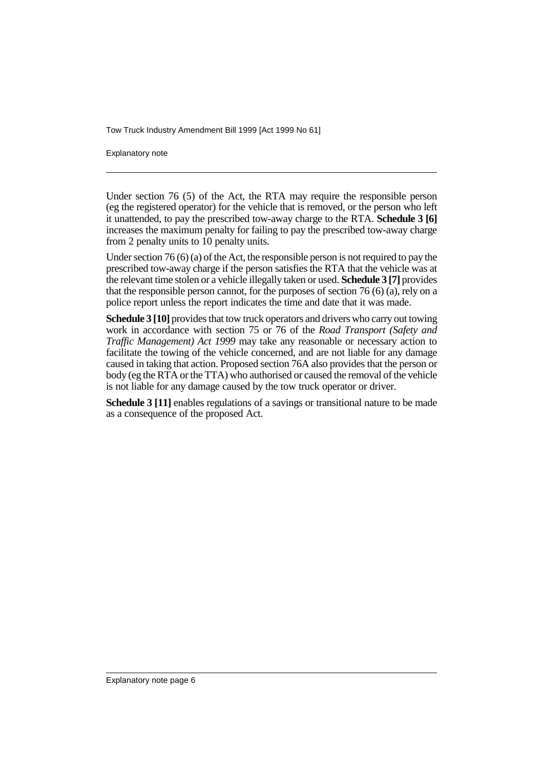Under section 76 (5) of the Act, the RTA may require the responsible person (eg the registered operator) for the vehicle that is removed, or the person who left it unattended, to pay the prescribed tow-away charge to the RTA. **Schedule 3 [6]** increases the maximum penalty for failing to pay the prescribed tow-away charge from 2 penalty units to 10 penalty units.

Under section 76 (6) (a) of the Act, the responsible person is not required to pay the prescribed tow-away charge if the person satisfies the RTA that the vehicle was at the relevant time stolen or a vehicle illegally taken or used. **Schedule 3 [7]** provides that the responsible person cannot, for the purposes of section 76 (6) (a), rely on a police report unless the report indicates the time and date that it was made.

**Schedule 3 [10]** provides that tow truck operators and drivers who carry out towing work in accordance with section 75 or 76 of the *Road Transport (Safety and Traffic Management) Act 1999* may take any reasonable or necessary action to facilitate the towing of the vehicle concerned, and are not liable for any damage caused in taking that action. Proposed section 76A also provides that the person or body (eg the RTA or the TTA) who authorised or caused the removal of the vehicle is not liable for any damage caused by the tow truck operator or driver.

**Schedule 3 [11]** enables regulations of a savings or transitional nature to be made as a consequence of the proposed Act.